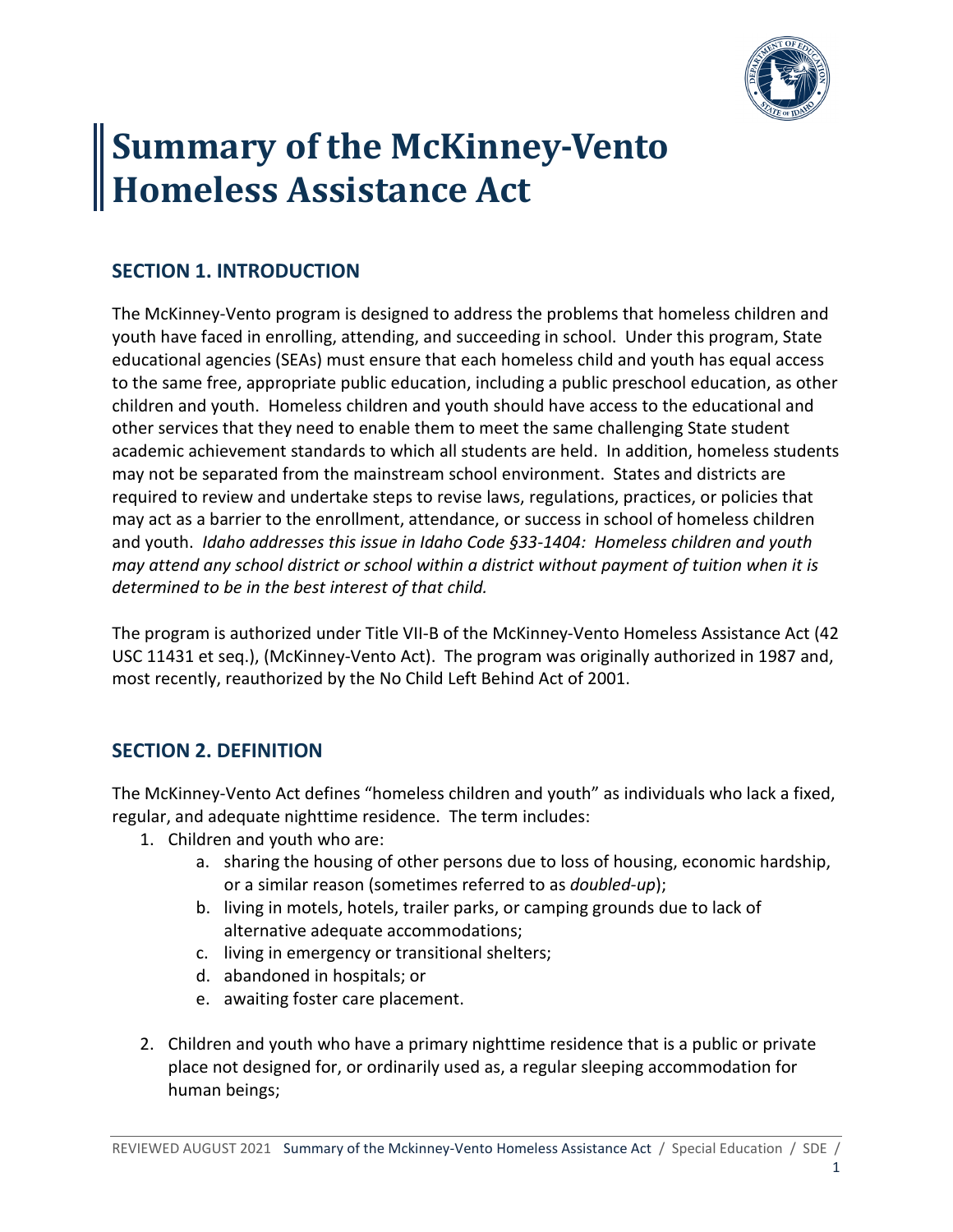# Summary of the McKinney-Vento Homeless Assistance Act

## SECTION 1. INTRODUCTION

The McKinney-Vento program is designed to address the problems that homeless children and youth have faced in enrolling, attending, and succeeding in school. Under this program, State educational agencies (SEAs) must ensure that each homeless child and youth has equal access to the same free, appropriate public education, including a public preschool education, as other children and youth. Homeless children and youth should have access to the educational and other services that they need to enable them to meet the same challenging State student academic achievement standards to which all students are held. In addition, homeless students may not be separated from the mainstream school environment. States and districts are required to review and undertake steps to revise laws, regulations, practices, or policies that may act as a barrier to the enrollment, attendance, or success in school of homeless children and youth. *Idaho addresses this issue in Idaho Code §33-1404: Homeless children and youth may attend any school district or school within a district without payment of tuition when it is determined to be in the best interest of that child.*

The program is authorized under Title VII-B of the McKinney-Vento Homeless Assistance Act (42 USC 11431 et seq.), (McKinney-Vento Act). The program was originally authorized in 1987 and, most recently, reauthorized by the No Child Left Behind Act of 2001.

## SECTION 2. DEFINITION

The McKinney-Vento Act defines "homeless children and youth" as individuals who lack a fixed, regular, and adequate nighttime residence. The term includes:

1. Children and youth who are:
    a. sharing the housing of other persons due to loss of housing, economic hardship, or a similar reason (sometimes referred to as *doubled-up*);
    b. living in motels, hotels, trailer parks, or camping grounds due to lack of alternative adequate accommodations;
    c. living in emergency or transitional shelters;
    d. abandoned in hospitals; or
    e. awaiting foster care placement.

2. Children and youth who have a primary nighttime residence that is a public or private place not designed for, or ordinarily used as, a regular sleeping accommodation for human beings;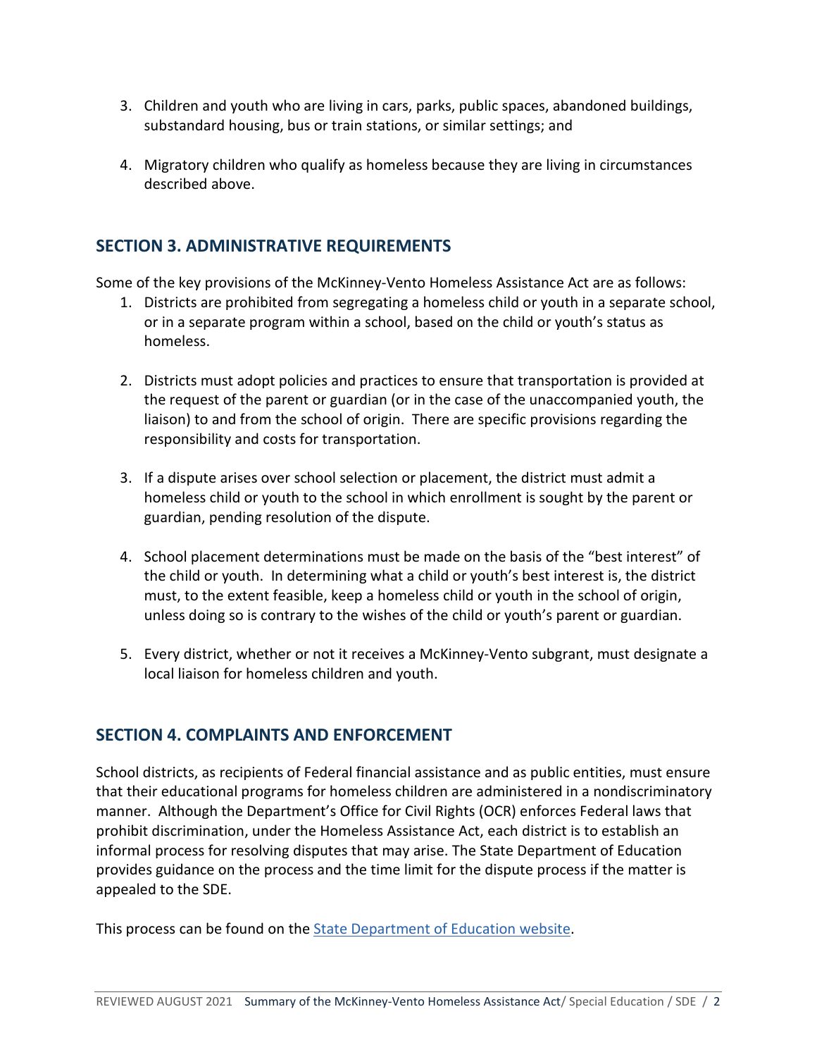3. Children and youth who are living in cars, parks, public spaces, abandoned buildings, substandard housing, bus or train stations, or similar settings; and

4. Migratory children who qualify as homeless because they are living in circumstances described above.

## SECTION 3. ADMINISTRATIVE REQUIREMENTS

Some of the key provisions of the McKinney-Vento Homeless Assistance Act are as follows:

1. Districts are prohibited from segregating a homeless child or youth in a separate school, or in a separate program within a school, based on the child or youth's status as homeless.

2. Districts must adopt policies and practices to ensure that transportation is provided at the request of the parent or guardian (or in the case of the unaccompanied youth, the liaison) to and from the school of origin. There are specific provisions regarding the responsibility and costs for transportation.

3. If a dispute arises over school selection or placement, the district must admit a homeless child or youth to the school in which enrollment is sought by the parent or guardian, pending resolution of the dispute.

4. School placement determinations must be made on the basis of the "best interest" of the child or youth. In determining what a child or youth's best interest is, the district must, to the extent feasible, keep a homeless child or youth in the school of origin, unless doing so is contrary to the wishes of the child or youth's parent or guardian.

5. Every district, whether or not it receives a McKinney-Vento subgrant, must designate a local liaison for homeless children and youth.

## SECTION 4. COMPLAINTS AND ENFORCEMENT

School districts, as recipients of Federal financial assistance and as public entities, must ensure that their educational programs for homeless children are administered in a nondiscriminatory manner. Although the Department's Office for Civil Rights (OCR) enforces Federal laws that prohibit discrimination, under the Homeless Assistance Act, each district is to establish an informal process for resolving disputes that may arise. The State Department of Education provides guidance on the process and the time limit for the dispute process if the matter is appealed to the SDE.

This process can be found on the State Department of Education website.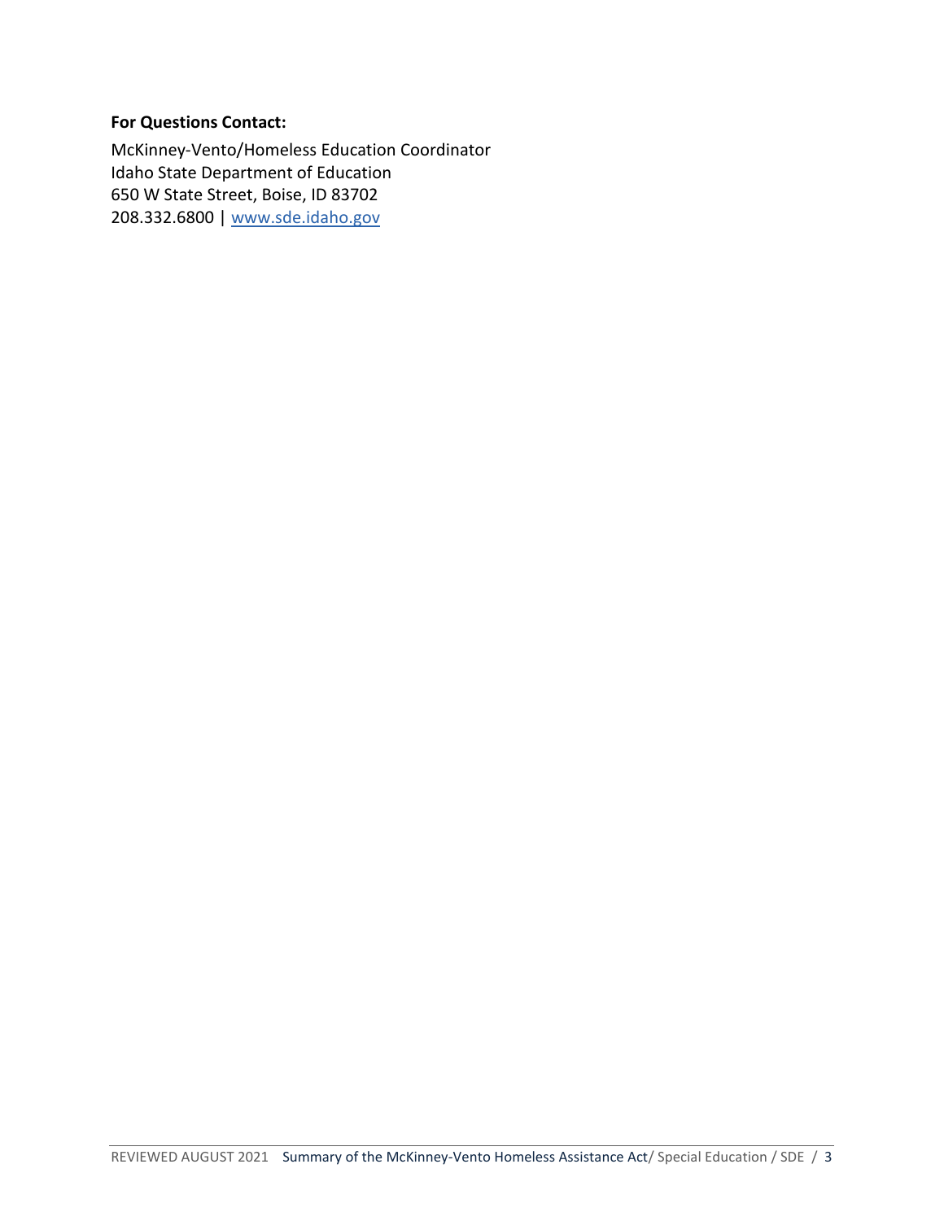**For Questions Contact:**

McKinney-Vento/Homeless Education Coordinator
Idaho State Department of Education
650 W State Street, Boise, ID 83702
208.332.6800 | [www.sde.idaho.gov](http://www.sde.idaho.gov)